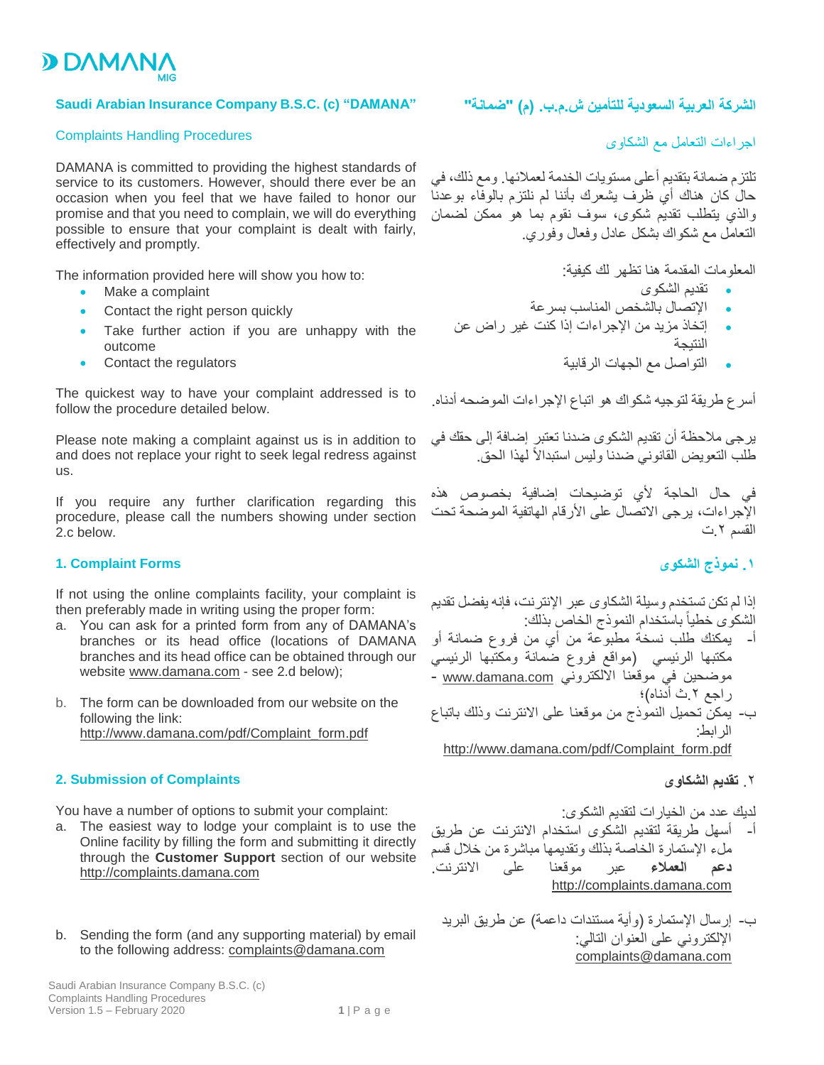DAMANA MIG

## Saudi Arabian Insurance Company B.S.C. (c) "DAMANA"

### Complaints Handling Procedures

DAMANA is committed to providing the highest standards of service to its customers. However, should there ever be an occasion when you feel that we have failed to honor our promise and that you need to complain, we will do everything possible to ensure that your complaint is dealt with fairly, effectively and promptly.

The information provided here will show you how to:

- Make a complaint
- Contact the right person quickly
- Take further action if you are unhappy with the outcome
- Contact the regulators

The quickest way to have your complaint addressed is to follow the procedure detailed below.

Please note making a complaint against us is in addition to and does not replace your right to seek legal redress against us.

If you require any further clarification regarding this procedure, please call the numbers showing under section 2.c below.

### 1. Complaint Forms

If not using the online complaints facility, your complaint is then preferably made in writing using the proper form:

a. You can ask for a printed form from any of DAMANA's branches or its head office (locations of DAMANA branches and its head office can be obtained through our website www.damana.com - see 2.d below);

b. The form can be downloaded from our website on the following link: http://www.damana.com/pdf/Complaint_form.pdf

### 2. Submission of Complaints

You have a number of options to submit your complaint:

a. The easiest way to lodge your complaint is to use the Online facility by filling the form and submitting it directly through the **Customer Support** section of our website http://complaints.damana.com

b. Sending the form (and any supporting material) by email to the following address: complaints@damana.com

## الشركة العربية السعودية للتأمين ش.م.ب. (م) "ضمانة"

### اجراءات التعامل مع الشكاوى

تلتزم ضمانة بتقديم أعلى مستويات الخدمة لعملائها. ومع ذلك، في حال كان هناك أي ظرف يشعرك بأننا لم نلتزم بالوفاء بوعدنا والذي يتطلب تقديم شكوى، سوف نقوم بما هو ممكن لضمان التعامل مع شكواك بشكل عادل وفعال وفوري.

المعلومات المقدمة هنا تظهر لك كيفية:

- تقديم الشكوى
- الإتصال بالشخص المناسب بسرعة
- إتخاذ مزيد من الإجراءات إذا كنت غير راض عن النتيجة
- التواصل مع الجهات الرقابية

أسرع طريقة لتوجيه شكواك هو اتباع الإجراءات الموضحه أدناه.

يرجى ملاحظة أن تقديم الشكوى ضدنا تعتبر إضافة إلى حقك في طلب التعويض القانوني ضدنا وليس استبدالاً لهذا الحق.

في حال الحاجة لأي توضيحات إضافية بخصوص هذه الإجراءات، يرجى الاتصال على الأرقام الهاتفية الموضحة تحت القسم ٢.ت

### ١. نموذج الشكوى

إذا لم تكن تستخدم وسيلة الشكاوى عبر الإنترنت، فإنه يفضل تقديم الشكوى خطياً باستخدام النموذج الخاص بذلك:

أ- يمكنك طلب نسخة مطبوعة من أي من فروع ضمانة أو مكتبها الرئيسي (مواقع فروع ضمانة ومكتبها الرئيسي موضحين في موقعها الالكتروني www.damana.com - راجع ٢.ث أدناه)؛

ب- يمكن تحميل النموذج من موقعنا على الانترنت وذلك باتباع الرابط: http://www.damana.com/pdf/Complaint_form.pdf

### ٢. تقديم الشكاوى

لديك عدد من الخيارات لتقديم الشكوى:

أ- أسهل طريقة لتقديم الشكوى استخدام الانترنت عن طريق ملء الإستمارة الخاصة بذلك وتقديمها مباشرة من خلال قسم **دعم العملاء** عبر موقعنا على الانترنت. http://complaints.damana.com

ب- إرسال الإستمارة (وأية مستندات داعمة) عن طريق البريد الإلكتروني على العنوان التالي: complaints@damana.com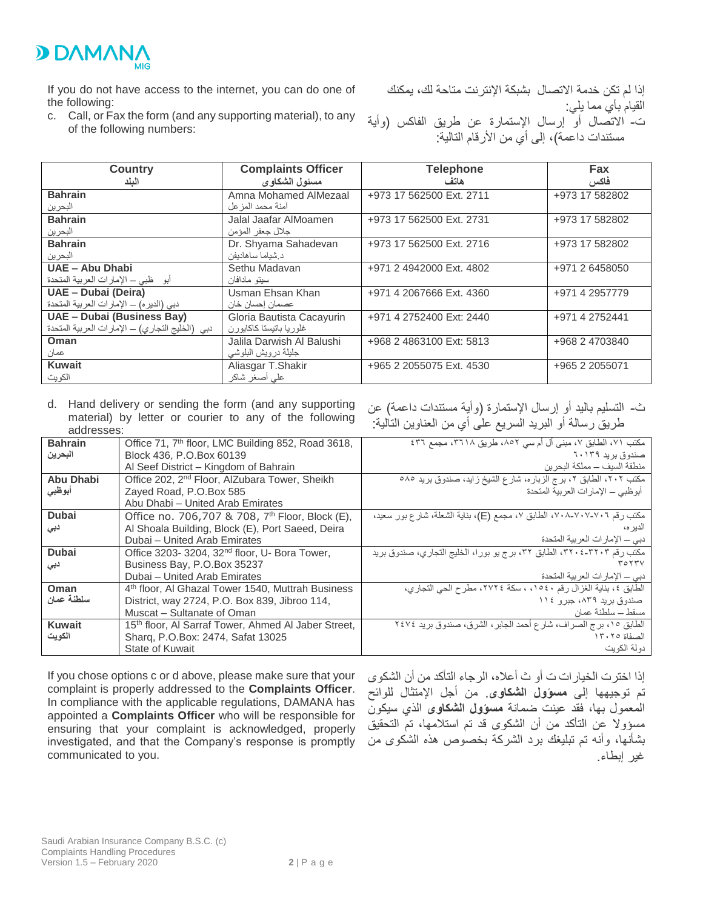If you do not have access to the internet, you can do one of the following:

c. Call, or Fax the form (and any supporting material), to any of the following numbers:

إذا لم تكن خدمة الاتصال بشبكة الإنترنت متاحة لك، يمكنك القيام بأي مما يلي:

ت- الاتصال أو إرسال الإستمارة عن طريق الفاكس (وأية مستندات داعمة)، إلى أي من الأرقام التالية:

| Country<br>البلد | Complaints Officer<br>مسئول الشكاوى | Telephone<br>هاتف | Fax<br>فاكس |
|---|---|---|---|
| **Bahrain**<br>البحرين | Amna Mohamed AlMezaal<br>آمنة محمد المزعل | +973 17 562500 Ext. 2711 | +973 17 582802 |
| **Bahrain**<br>البحرين | Jalal Jaafar AlMoamen<br>جلال جعفر المؤمن | +973 17 562500 Ext. 2731 | +973 17 582802 |
| **Bahrain**<br>البحرين | Dr. Shyama Sahadevan<br>د.شياما ساهاديفن | +973 17 562500 Ext. 2716 | +973 17 582802 |
| **UAE – Abu Dhabi**<br>أبو ظبي – الإمارات العربية المتحدة | Sethu Madavan<br>سيتو مادافان | +971 2 4942000 Ext. 4802 | +971 2 6458050 |
| **UAE – Dubai (Deira)**<br>دبي (الديره) – الإمارات العربية المتحدة | Usman Ehsan Khan<br>عصمان إحسان خان | +971 4 2067666 Ext. 4360 | +971 4 2957779 |
| **UAE – Dubai (Business Bay)**<br>دبي (الخليج التجاري) – الإمارات العربية المتحدة | Gloria Bautista Cacayurin<br>غلوريا باتيستا كاكايورن | +971 4 2752400 Ext: 2440 | +971 4 2752441 |
| **Oman**<br>عمان | Jalila Darwish Al Balushi<br>جليلة درويش البلوشي | +968 2 4863100 Ext: 5813 | +968 2 4703840 |
| **Kuwait**<br>الكويت | Aliasgar T.Shakir<br>علي أصغر شاكر | +965 2 2055075 Ext. 4530 | +965 2 2055071 |

d. Hand delivery or sending the form (and any supporting material) by letter or courier to any of the following addresses:

ث- التسليم باليد أو إرسال الإستمارة (وأية مستندات داعمة) عن طريق رسالة أو البريد السريع على أي من العناوين التالية:

| | | |
|---|---|---|
| **Bahrain**<br>**البحرين** | Office 71, 7th floor, LMC Building 852, Road 3618, Block 436, P.O.Box 60139<br>Al Seef District – Kingdom of Bahrain | مكتب ٧١، الطابق ٧، مبنى ال أم سي ٨٥٢، طريق ٣٦١٨، مجمع ٤٣٦<br>صندوق بريد ٦٠١٣٩<br>منطقة السيف – مملكة البحرين |
| **Abu Dhabi**<br>**أبوظبي** | Office 202, 2nd Floor, AlZubara Tower, Sheikh Zayed Road, P.O.Box 585<br>Abu Dhabi – United Arab Emirates | مكتب ٢٠٢، الطابق ٢، برج الزباره، شارع الشيخ زايد، صندوق بريد ٥٨٥<br>أبوظبي – الإمارات العربية المتحدة |
| **Dubai**<br>**دبي** | Office no. 706,707 & 708, 7th Floor, Block (E), Al Shoala Building, Block (E), Port Saeed, Deira<br>Dubai – United Arab Emirates | مكتب رقم ٧٠٦-٧٠٧-٧٠٨، الطابق ٧، مجمع (E)، بناية الشعلة، شارع بور سعيد، الديره،<br>دبي – الإمارات العربية المتحدة |
| **Dubai**<br>**دبي** | Office 3203- 3204, 32nd floor, U- Bora Tower, Business Bay, P.O.Box 35237<br>Dubai – United Arab Emirates | مكتب رقم ٣٢٠٣-٣٢٠٤، الطابق ٣٢، برج يو بورا، الخليج التجاري، صندوق بريد ٣٥٢٣٧<br>دبي – الإمارات العربية المتحدة |
| **Oman**<br>**سلطنة عمان** | 4th floor, Al Ghazal Tower 1540, Muttrah Business District, way 2724, P.O. Box 839, Jibroo 114,<br>Muscat – Sultanate of Oman | الطابق ٤، بناية الغزال رقم ١٥٤٠، ، سكة ٢٧٢٤، مطرح الحي التجاري،<br>صندوق بريد ٨٣٩، جبرو ١١٤<br>مسقط – سلطنة عمان |
| **Kuwait**<br>**الكويت** | 15th floor, Al Sarraf Tower, Ahmed Al Jaber Street, Sharq, P.O.Box: 2474, Safat 13025<br>State of Kuwait | الطابق ١٥، برج الصراف، شارع أحمد الجابر، الشرق، صندوق بريد ٢٤٧٤<br>الصفاة ١٣٠٢٥<br>دولة الكويت |

If you chose options c or d above, please make sure that your complaint is properly addressed to the **Complaints Officer**. In compliance with the applicable regulations, DAMANA has appointed a **Complaints Officer** who will be responsible for ensuring that your complaint is acknowledged, properly investigated, and that the Company's response is promptly communicated to you.

إذا اخترت الخيارات ت أو ث أعلاه، الرجاء التأكد من أن الشكوى تم توجيهها إلى **مسؤول الشكاوى**. من أجل الإمتثال للوائح المعمول بها، فقد عينت ضمانة **مسؤول الشكاوى** الذي سيكون مسؤولا عن التأكد من أن الشكوى قد تم استلامها، تم التحقيق بشأنها، وأنه تم تبليغك برد الشركة بخصوص هذه الشكوى من غير إبطاء.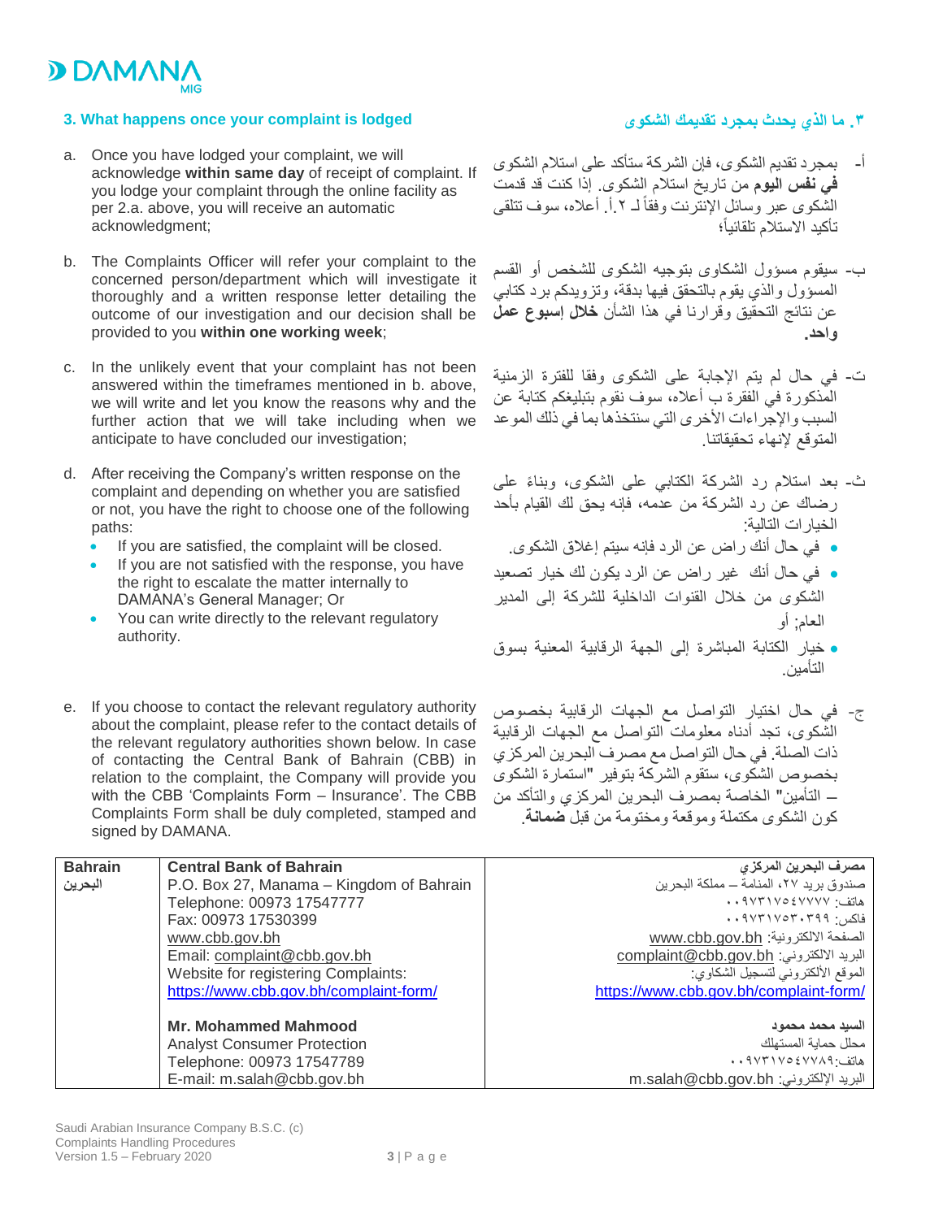## 3. What happens once your complaint is lodged

a. Once you have lodged your complaint, we will acknowledge **within same day** of receipt of complaint. If you lodge your complaint through the online facility as per 2.a. above, you will receive an automatic acknowledgment;

b. The Complaints Officer will refer your complaint to the concerned person/department which will investigate it thoroughly and a written response letter detailing the outcome of our investigation and our decision shall be provided to you **within one working week**;

c. In the unlikely event that your complaint has not been answered within the timeframes mentioned in b. above, we will write and let you know the reasons why and the further action that we will take including when we anticipate to have concluded our investigation;

d. After receiving the Company's written response on the complaint and depending on whether you are satisfied or not, you have the right to choose one of the following paths:
   - If you are satisfied, the complaint will be closed.
   - If you are not satisfied with the response, you have the right to escalate the matter internally to DAMANA's General Manager; Or
   - You can write directly to the relevant regulatory authority.

e. If you choose to contact the relevant regulatory authority about the complaint, please refer to the contact details of the relevant regulatory authorities shown below. In case of contacting the Central Bank of Bahrain (CBB) in relation to the complaint, the Company will provide you with the CBB 'Complaints Form – Insurance'. The CBB Complaints Form shall be duly completed, stamped and signed by DAMANA.

## ٣. ما الذي يحدث بمجرد تقديمك الشكوى

أ- بمجرد تقديم الشكوى، فإن الشركة ستأكد على استلام الشكوى **في نفس اليوم** من تاريخ استلام الشكوى. إذا كنت قد قدمت الشكوى عبر وسائل الإنترنت وفقاً لـ ٢.أ. أعلاه، سوف تتلقى تأكيد الاستلام تلقائياً؛

ب- سيقوم مسؤول الشكاوى بتوجيه الشكوى للشخص أو القسم المسؤول والذي يقوم بالتحقق فيها بدقة، وتزويدكم برد كتابي عن نتائج التحقيق وقرارنا في هذا الشأن **خلال إسبوع عمل واحد.**

ت- في حال لم يتم الإجابة على الشكوى وفقا للفترة الزمنية المذكورة في الفقرة ب أعلاه، سوف نقوم بتبليغكم كتابة عن السبب والإجراءات الأخرى التي سنتخذها بما في ذلك الموعد المتوقع لإنهاء تحقيقاتنا.

ث- بعد استلام رد الشركة الكتابي على الشكوى، وبناءً على رضاك عن رد الشركة من عدمه، فإنه يحق لك القيام بأحد الخيارات التالية:
- في حال أنك راض عن الرد فإنه سيتم إغلاق الشكوى.
- في حال أنك غير راض عن الرد يكون لك خيار تصعيد الشكوى من خلال القنوات الداخلية للشركة إلى المدير العام; أو
- خيار الكتابة المباشرة إلى الجهة الرقابية المعنية بسوق التأمين.

ج- في حال اختيار التواصل مع الجهات الرقابية بخصوص الشكوى، تجد أدناه معلومات التواصل مع الجهات الرقابية ذات الصلة. في حال التواصل مع مصرف البحرين المركزي بخصوص الشكوى، ستقوم الشركة بتوفير "استمارة الشكوى – التأمين" الخاصة بمصرف البحرين المركزي والتأكد من كون الشكوى مكتملة وموقعة ومختومة من قبل **ضمانة**.

| Bahrain البحرين | Central Bank of Bahrain | مصرف البحرين المركزي |
|---|---|---|
| | P.O. Box 27, Manama – Kingdom of Bahrain<br>Telephone: 00973 17547777<br>Fax: 00973 17530399<br>www.cbb.gov.bh<br>Email: complaint@cbb.gov.bh<br>Website for registering Complaints:<br>https://www.cbb.gov.bh/complaint-form/ | صندوق بريد ٢٧، المنامة – مملكة البحرين<br>هاتف: ٠٠٩٧٣١٧٥٤٧٧٧٧<br>فاكس: ٠٠٩٧٣١٧٥٣٠٣٩٩<br>الصفحة الالكترونية: www.cbb.gov.bh<br>البريد الالكتروني: complaint@cbb.gov.bh<br>الموقع الألكتروني لتسجيل الشكاوي:<br>https://www.cbb.gov.bh/complaint-form/ |
| | **Mr. Mohammed Mahmood**<br>Analyst Consumer Protection<br>Telephone: 00973 17547789<br>E-mail: m.salah@cbb.gov.bh | **السيد محمد محمود**<br>محلل حماية المستهلك<br>هاتف: ٠٠٩٧٣١٧٥٤٧٧٨٩<br>البريد الإلكتروني: m.salah@cbb.gov.bh |

Saudi Arabian Insurance Company B.S.C. (c)
Complaints Handling Procedures
Version 1.5 – February 2020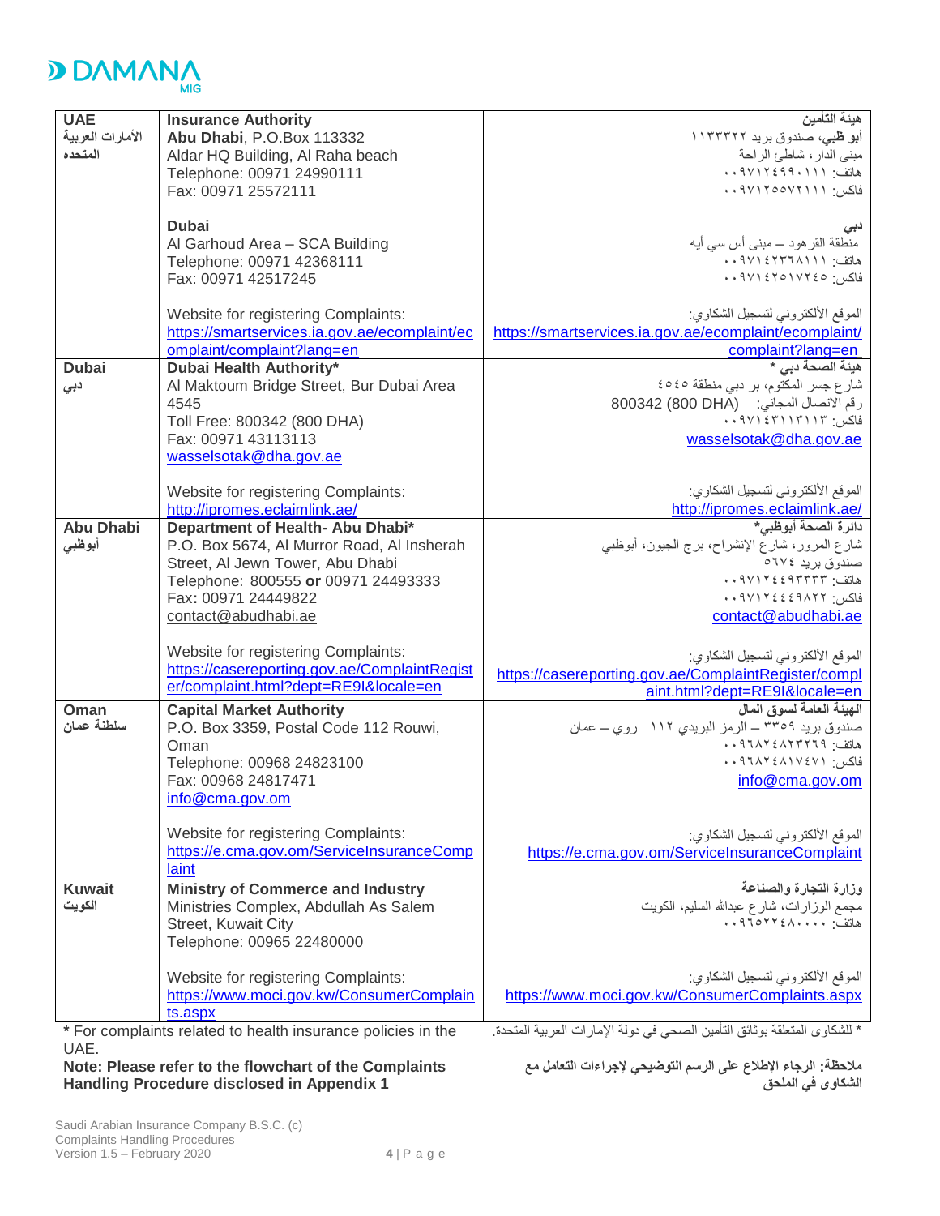| | | |
|---|---|---|
| **UAE**<br>**الأمارات العربية المتحده** | **Insurance Authority**<br>**Abu Dhabi**, P.O.Box 113332<br>Aldar HQ Building, Al Raha beach<br>Telephone: 00971 24990111<br>Fax: 00971 25572111<br><br>**Dubai**<br>Al Garhoud Area – SCA Building<br>Telephone: 00971 42368111<br>Fax: 00971 42517245<br><br>Website for registering Complaints:<br>https://smartservices.ia.gov.ae/ecomplaint/ecomplaint/complaint?lang=en | **هيئة التأمين**<br>**أبو ظبي**، صندوق بريد ١١٣٣٣٢<br>مبنى الدار، شاطئ الراحة<br>هاتف: ٠٠٩٧١٢٤٩٩٠١١١<br>فاكس: ٠٠٩٧١٢٥٥٧٢١١١<br><br>**دبي**<br>منطقة القرهود – مبنى أس سي أيه<br>هاتف: ٠٠٩٧١٤٢٣٦٨١١١<br>فاكس: ٠٠٩٧١٤٢٥١٧٢٤٥<br><br>الموقع الألكتروني لتسجيل الشكاوي:<br>https://smartservices.ia.gov.ae/ecomplaint/ecomplaint/complaint?lang=en |
| **Dubai**<br>**دبي** | **Dubai Health Authority***<br>Al Maktoum Bridge Street, Bur Dubai Area 4545<br>Toll Free: 800342 (800 DHA)<br>Fax: 00971 43113113<br>wasselsotak@dha.gov.ae<br><br>Website for registering Complaints:<br>http://ipromes.eclaimlink.ae/ | **هيئة الصحة دبي** *<br>شارع جسر المكتوم، بر دبي منطقة ٤٥٤٥<br>رقم الاتصال المجاني: 800342 (800 DHA)<br>فاكس: ٠٠٩٧١٤٣١١٣١١٣<br>wasselsotak@dha.gov.ae<br><br>الموقع الألكتروني لتسجيل الشكاوي:<br>http://ipromes.eclaimlink.ae/ |
| **Abu Dhabi**<br>**أبوظبي** | **Department of Health- Abu Dhabi***<br>P.O. Box 5674, Al Murror Road, Al Insherah Street, Al Jewn Tower, Abu Dhabi<br>Telephone: 800555 **or** 00971 24493333<br>Fax**:** 00971 24449822<br>contact@abudhabi.ae<br><br>Website for registering Complaints:<br>https://casereporting.gov.ae/ComplaintRegister/complaint.html?dept=RE9I&locale=en | **دائرة الصحة أبوظبي***<br>شارع المرور، شارع الإنشراح، برج الجيون، أبوظبي<br>صندوق بريد ٥٦٧٤<br>هاتف: ٠٠٩٧١٢٤٤٩٣٣٣٣<br>فاكس: ٠٠٩٧١٢٤٤٤٩٨٢٢<br>contact@abudhabi.ae<br><br>الموقع الألكتروني لتسجيل الشكاوي:<br>https://casereporting.gov.ae/ComplaintRegister/complaint.html?dept=RE9I&locale=en |
| **Oman**<br>**سلطنة عمان** | **Capital Market Authority**<br>P.O. Box 3359, Postal Code 112 Rouwi, Oman<br>Telephone: 00968 24823100<br>Fax: 00968 24817471<br>info@cma.gov.om<br><br>Website for registering Complaints:<br>https://e.cma.gov.om/ServiceInsuranceComplaint | **الهيئة العامة لسوق المال**<br>صندوق بريد ٣٣٥٩ – الرمز البريدي ١١٢ روي – عمان<br>هاتف: ٠٠٩٦٨٢٤٨٢٣٢٦٩<br>فاكس: ٠٠٩٦٨٢٤٨١٧٤٧١<br>info@cma.gov.om<br><br>الموقع الألكتروني لتسجيل الشكاوي:<br>https://e.cma.gov.om/ServiceInsuranceComplaint |
| **Kuwait**<br>**الكويت** | **Ministry of Commerce and Industry**<br>Ministries Complex, Abdullah As Salem Street, Kuwait City<br>Telephone: 00965 22480000<br><br>Website for registering Complaints:<br>https://www.moci.gov.kw/ConsumerComplaints.aspx | **وزارة التجارة والصناعة**<br>مجمع الوزارات، شارع عبدالله السليم، الكويت<br>هاتف: ٠٠٩٦٥٢٢٤٨٠٠٠٠<br><br>الموقع الألكتروني لتسجيل الشكاوي:<br>https://www.moci.gov.kw/ConsumerComplaints.aspx |

* For complaints related to health insurance policies in the UAE.

* للشكاوى المتعلقة بوثائق التأمين الصحي في دولة الإمارات العربية المتحدة.

**Note: Please refer to the flowchart of the Complaints Handling Procedure disclosed in Appendix 1**

**ملاحظة: الرجاء الإطلاع على الرسم التوضيحي لإجراءات التعامل مع الشكاوى في الملحق**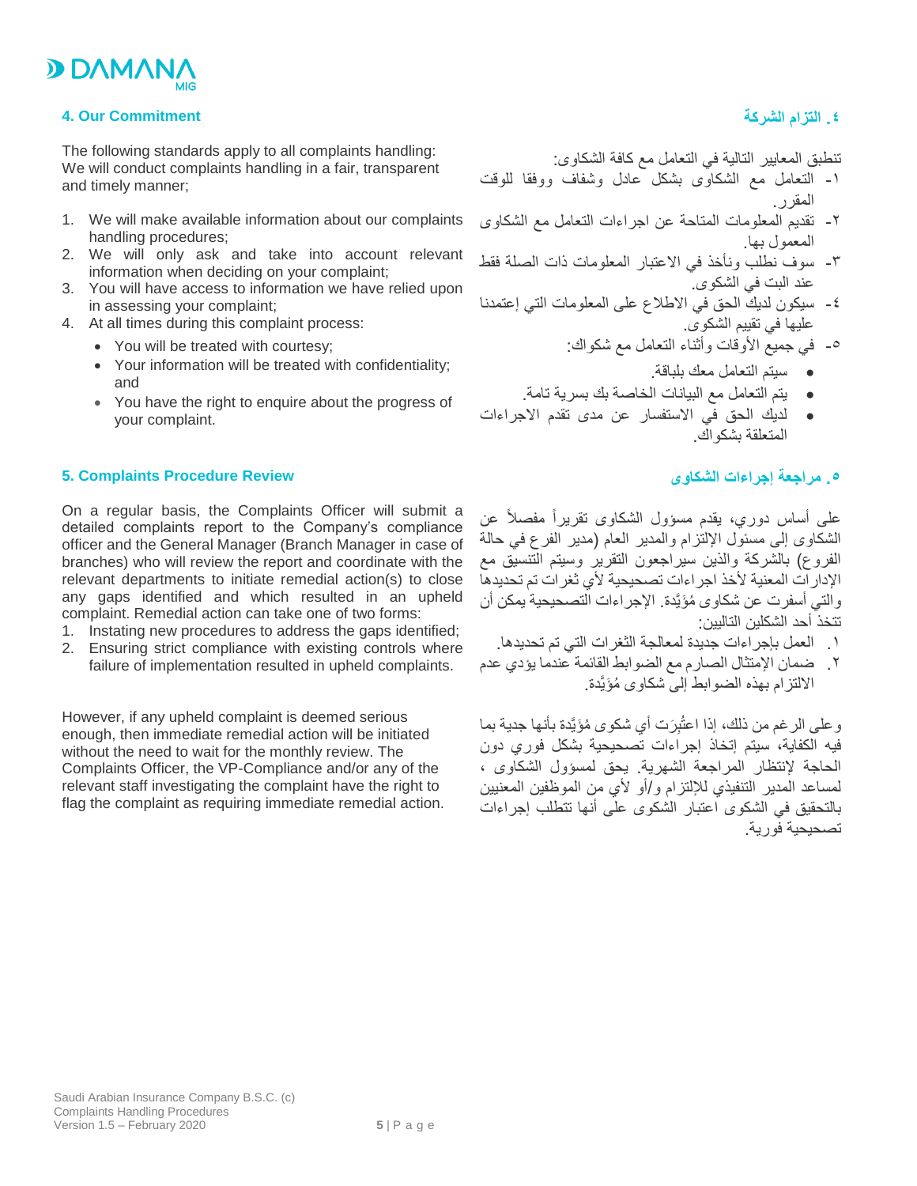## 4. Our Commitment

The following standards apply to all complaints handling:
We will conduct complaints handling in a fair, transparent and timely manner;

1. We will make available information about our complaints handling procedures;
2. We will only ask and take into account relevant information when deciding on your complaint;
3. You will have access to information we have relied upon in assessing your complaint;
4. At all times during this complaint process:
   - You will be treated with courtesy;
   - Your information will be treated with confidentiality; and
   - You have the right to enquire about the progress of your complaint.

## ٤. التزام الشركة

تنطبق المعايير التالية في التعامل مع كافة الشكاوى:

١- التعامل مع الشكاوى بشكل عادل وشفاف ووفقا للوقت المقرر.
٢- تقديم المعلومات المتاحة عن اجراءات التعامل مع الشكاوى المعمول بها.
٣- سوف نطلب ونأخذ في الاعتبار المعلومات ذات الصلة فقط عند البت في الشكوى.
٤- سيكون لديك الحق في الاطلاع على المعلومات التي إعتمدنا عليها في تقييم الشكوى.
٥- في جميع الأوقات وأثناء التعامل مع شكواك:
   - سيتم التعامل معك بلباقة.
   - يتم التعامل مع البيانات الخاصة بك بسرية تامة.
   - لديك الحق في الاستفسار عن مدى تقدم الاجراءات المتعلقة بشكواك.

## 5. Complaints Procedure Review

On a regular basis, the Complaints Officer will submit a detailed complaints report to the Company's compliance officer and the General Manager (Branch Manager in case of branches) who will review the report and coordinate with the relevant departments to initiate remedial action(s) to close any gaps identified and which resulted in an upheld complaint. Remedial action can take one of two forms:

1. Instating new procedures to address the gaps identified;
2. Ensuring strict compliance with existing controls where failure of implementation resulted in upheld complaints.

However, if any upheld complaint is deemed serious enough, then immediate remedial action will be initiated without the need to wait for the monthly review. The Complaints Officer, the VP-Compliance and/or any of the relevant staff investigating the complaint have the right to flag the complaint as requiring immediate remedial action.

## ٥. مراجعة إجراءات الشكاوى

على أساس دوري، يقدم مسؤول الشكاوى تقريراً مفصلاً عن الشكاوى إلى مسئول الإلتزام والمدير العام (مدير الفرع في حالة الفروع) بالشركة والذين سيراجعون التقرير وسيتم التنسيق مع الإدارات المعنية لأخذ اجراءات تصحيحية لأي ثغرات تم تحديدها والتي أسفرت عن شكاوى مُؤَيَّدة. الإجراءات التصحيحية يمكن أن تتخذ أحد الشكلين التاليين:

١. العمل بإجراءات جديدة لمعالجة الثغرات التي تم تحديدها.
٢. ضمان الإمتثال الصارم مع الضوابط القائمة عندما يؤدي عدم الالتزام بهذه الضوابط إلى شكاوى مُؤَيَّدة.

وعلى الرغم من ذلك، إذا اعتُبِرَت أي شكوى مُؤَيَّدة بأنها جدية بما فيه الكفاية، سيتم إتخاذ إجراءات تصحيحية بشكل فوري دون الحاجة لإنتظار المراجعة الشهرية. يحق لمسؤول الشكاوى ، لمساعد المدير التنفيذي للإلتزام و/أو لأي من الموظفين المعنيين بالتحقيق في الشكوى اعتبار الشكوى على أنها تتطلب إجراءات تصحيحية فورية.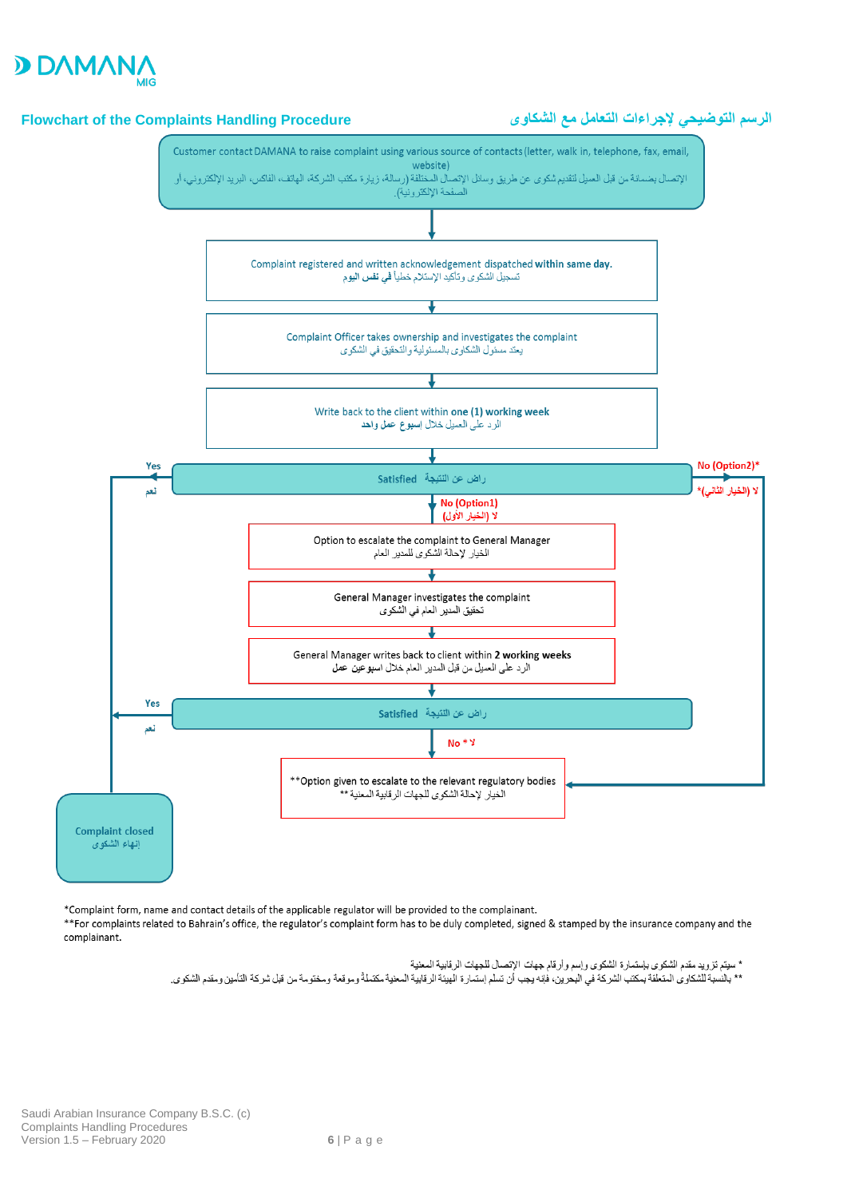DAMANA MIG

## Flowchart of the Complaints Handling Procedure

## الرسم التوضيحي لإجراءات التعامل مع الشكاوى

Customer contact DAMANA to raise complaint using various source of contacts (letter, walk in, telephone, fax, email, website)
الاتصال بضمانة من قبل العميل لتقديم شكوى عن طريق وسائل الإتصال المختلفة (رسالة، زيارة مكتب الشركة، الهاتف، الفاكس، البريد الإلكتروني، أو الصفحة الإلكترونية).

Complaint registered and written acknowledgement dispatched **within same day.**
تسجيل الشكوى وتأكيد الإستلام خطياً **في نفس اليوم**

Complaint Officer takes ownership and investigates the complaint
يعتد مسؤول الشكاوى بالمسئولية والتحقيق في الشكوى

Write back to the client within **one (1) working week**
الرد على العميل خلال **إسبوع عمل واحد**

Satisfied راض عن النتيجة

Yes نعم → Complaint closed إنهاء الشكوى

No (Option2)* لا (الخيار الثاني)* → **Option given to escalate to the relevant regulatory bodies

No (Option1) لا (الخيار الاول)

Option to escalate the complaint to General Manager
الخيار لإحالة الشكوى للمدير العام

General Manager investigates the complaint
تحقيق المدير العام في الشكوى

General Manager writes back to client within **2 working weeks**
الرد على العميل من قبل المدير العام خلال **اسبوعين عمل**

Satisfied راض عن النتيجة

Yes نعم → Complaint closed إنهاء الشكوى

No * لا

**Option given to escalate to the relevant regulatory bodies
الخيار لإحالة الشكوى للجهات الرقابية المعنية **

Complaint closed
إنهاء الشكوى

*Complaint form, name and contact details of the applicable regulator will be provided to the complainant.
**For complaints related to Bahrain's office, the regulator's complaint form has to be duly completed, signed & stamped by the insurance company and the complainant.

* سيتم تزويد مقدم الشكوى بإستمارة الشكوى وإسم وأرقام جهات الإتصال للجهات الرقابية المعنية
** بالنسبة للشكاوى المتعلقة بمكتب الشركة في البحرين، فإنه يجب أن تسلم إستمارة الهيئة الرقابية المعنية مكتملةً وموقعة ومختومة من قبل شركة التأمين ومقدم الشكوى.

Saudi Arabian Insurance Company B.S.C. (c)
Complaints Handling Procedures
Version 1.5 – February 2020